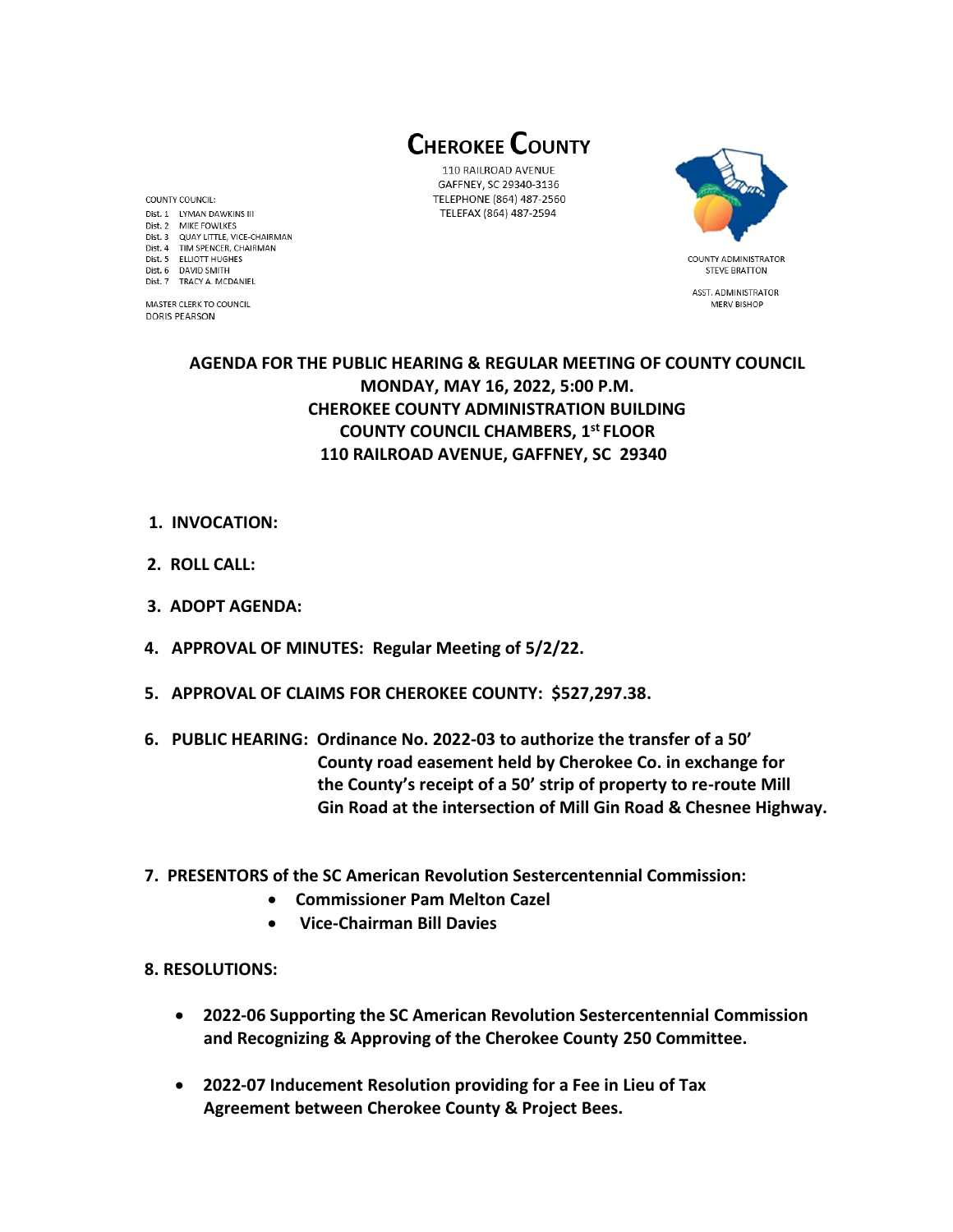# CHEROKEE COUNTY

110 RAILROAD AVENUE
GAFFNEY, SC 29340-3136
TELEPHONE (864) 487-2560
TELEFAX (864) 487-2594

COUNTY COUNCIL:
Dist. 1 LYMAN DAWKINS III
Dist. 2 MIKE FOWLKES
Dist. 3 QUAY LITTLE, VICE-CHAIRMAN
Dist. 4 TIM SPENCER, CHAIRMAN
Dist. 5 ELLIOTT HUGHES
Dist. 6 DAVID SMITH
Dist. 7 TRACY A. MCDANIEL

MASTER CLERK TO COUNCIL
DORIS PEARSON

COUNTY ADMINISTRATOR
STEVE BRATTON

ASST. ADMINISTRATOR
MERV BISHOP

## AGENDA FOR THE PUBLIC HEARING & REGULAR MEETING OF COUNTY COUNCIL
## MONDAY, MAY 16, 2022, 5:00 P.M.
## CHEROKEE COUNTY ADMINISTRATION BUILDING
## COUNTY COUNCIL CHAMBERS, 1st FLOOR
## 110 RAILROAD AVENUE, GAFFNEY, SC 29340

1. **INVOCATION:**

2. **ROLL CALL:**

3. **ADOPT AGENDA:**

4. **APPROVAL OF MINUTES: Regular Meeting of 5/2/22.**

5. **APPROVAL OF CLAIMS FOR CHEROKEE COUNTY: $527,297.38.**

6. **PUBLIC HEARING: Ordinance No. 2022-03 to authorize the transfer of a 50' County road easement held by Cherokee Co. in exchange for the County's receipt of a 50' strip of property to re-route Mill Gin Road at the intersection of Mill Gin Road & Chesnee Highway.**

7. **PRESENTORS of the SC American Revolution Sestercentennial Commission:**
   - **Commissioner Pam Melton Cazel**
   - **Vice-Chairman Bill Davies**

8. **RESOLUTIONS:**
   - **2022-06 Supporting the SC American Revolution Sestercentennial Commission and Recognizing & Approving of the Cherokee County 250 Committee.**
   - **2022-07 Inducement Resolution providing for a Fee in Lieu of Tax Agreement between Cherokee County & Project Bees.**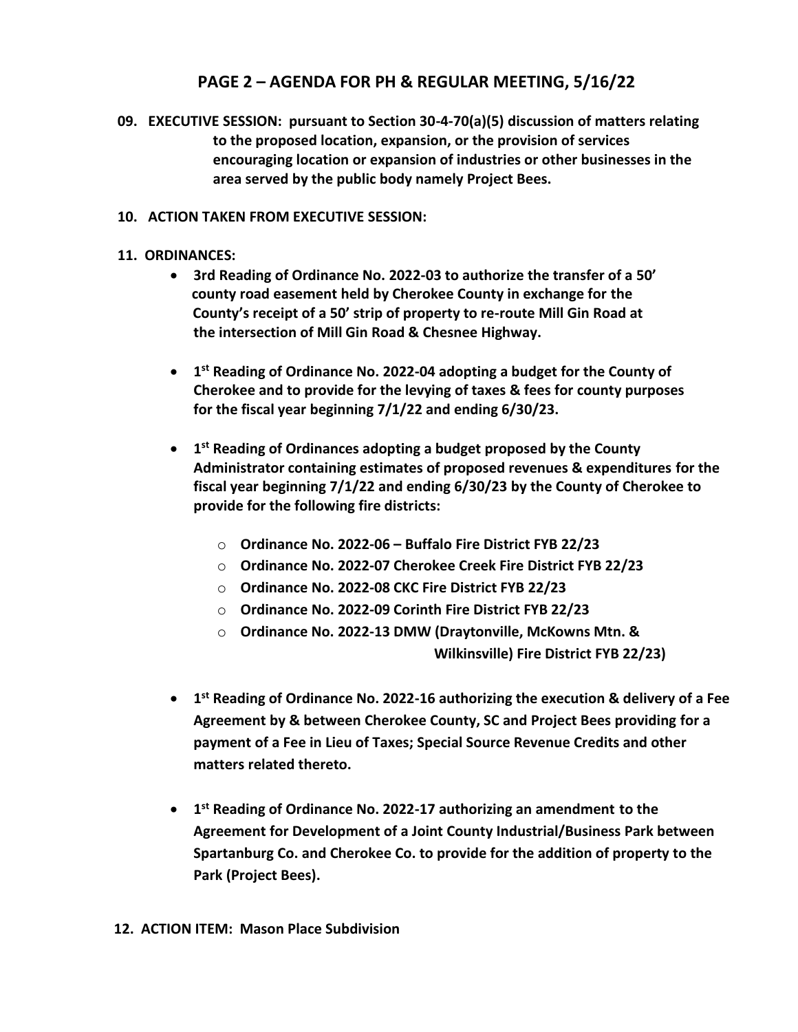# PAGE 2 – AGENDA FOR PH & REGULAR MEETING, 5/16/22

**09. EXECUTIVE SESSION: pursuant to Section 30-4-70(a)(5) discussion of matters relating to the proposed location, expansion, or the provision of services encouraging location or expansion of industries or other businesses in the area served by the public body namely Project Bees.**

**10. ACTION TAKEN FROM EXECUTIVE SESSION:**

**11. ORDINANCES:**

- **3rd Reading of Ordinance No. 2022-03 to authorize the transfer of a 50' county road easement held by Cherokee County in exchange for the County's receipt of a 50' strip of property to re-route Mill Gin Road at the intersection of Mill Gin Road & Chesnee Highway.**

- **1st Reading of Ordinance No. 2022-04 adopting a budget for the County of Cherokee and to provide for the levying of taxes & fees for county purposes for the fiscal year beginning 7/1/22 and ending 6/30/23.**

- **1st Reading of Ordinances adopting a budget proposed by the County Administrator containing estimates of proposed revenues & expenditures for the fiscal year beginning 7/1/22 and ending 6/30/23 by the County of Cherokee to provide for the following fire districts:**

  - **Ordinance No. 2022-06 – Buffalo Fire District FYB 22/23**
  - **Ordinance No. 2022-07 Cherokee Creek Fire District FYB 22/23**
  - **Ordinance No. 2022-08 CKC Fire District FYB 22/23**
  - **Ordinance No. 2022-09 Corinth Fire District FYB 22/23**
  - **Ordinance No. 2022-13 DMW (Draytonville, McKowns Mtn. & Wilkinsville) Fire District FYB 22/23)**

- **1st Reading of Ordinance No. 2022-16 authorizing the execution & delivery of a Fee Agreement by & between Cherokee County, SC and Project Bees providing for a payment of a Fee in Lieu of Taxes; Special Source Revenue Credits and other matters related thereto.**

- **1st Reading of Ordinance No. 2022-17 authorizing an amendment to the Agreement for Development of a Joint County Industrial/Business Park between Spartanburg Co. and Cherokee Co. to provide for the addition of property to the Park (Project Bees).**

**12. ACTION ITEM: Mason Place Subdivision**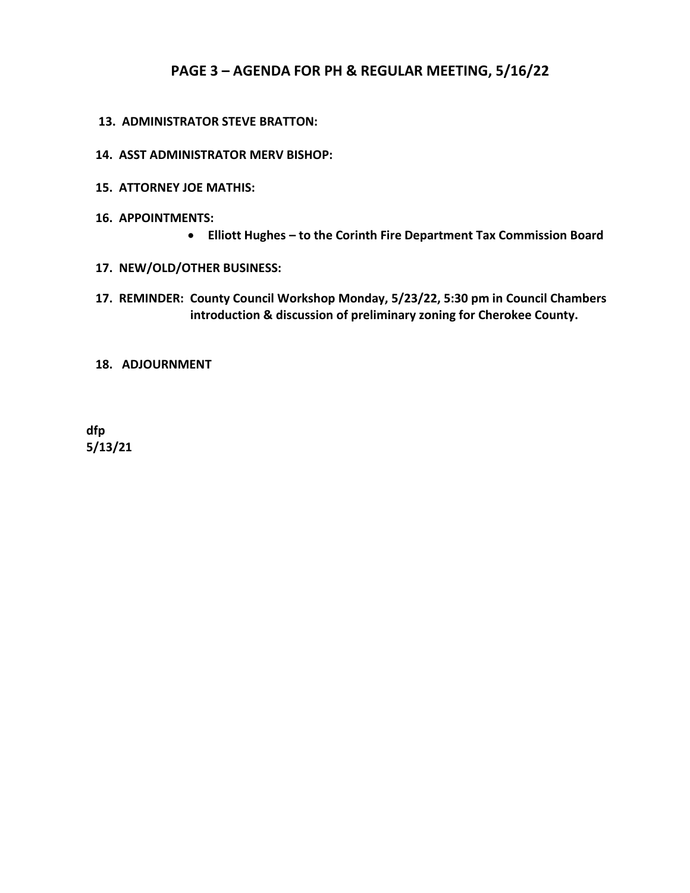## PAGE 3 – AGENDA FOR PH & REGULAR MEETING, 5/16/22

**13. ADMINISTRATOR STEVE BRATTON:**

**14. ASST ADMINISTRATOR MERV BISHOP:**

**15. ATTORNEY JOE MATHIS:**

**16. APPOINTMENTS:**

- **Elliott Hughes – to the Corinth Fire Department Tax Commission Board**

**17. NEW/OLD/OTHER BUSINESS:**

**17. REMINDER: County Council Workshop Monday, 5/23/22, 5:30 pm in Council Chambers introduction & discussion of preliminary zoning for Cherokee County.**

**18. ADJOURNMENT**

**dfp**
**5/13/21**